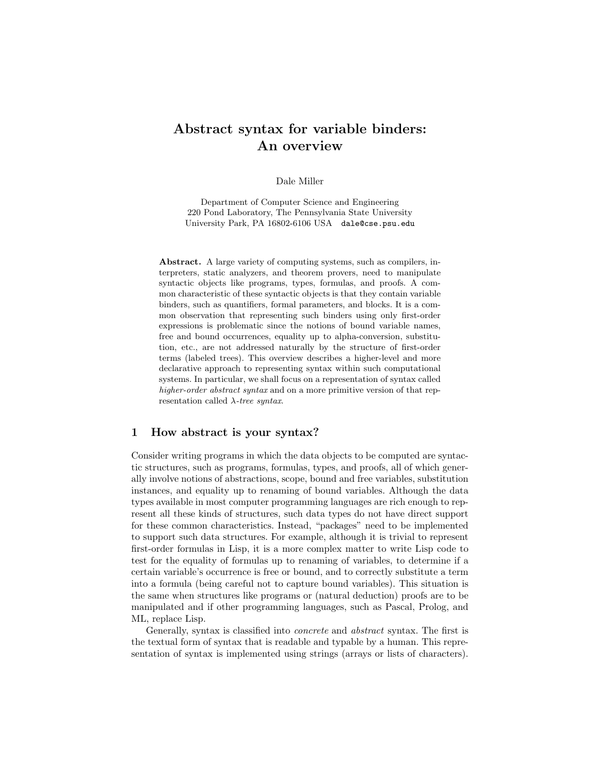# Abstract syntax for variable binders: An overview

Dale Miller

Department of Computer Science and Engineering
220 Pond Laboratory, The Pennsylvania State University
University Park, PA 16802-6106 USA `dale@cse.psu.edu`

**Abstract.** A large variety of computing systems, such as compilers, interpreters, static analyzers, and theorem provers, need to manipulate syntactic objects like programs, types, formulas, and proofs. A common characteristic of these syntactic objects is that they contain variable binders, such as quantifiers, formal parameters, and blocks. It is a common observation that representing such binders using only first-order expressions is problematic since the notions of bound variable names, free and bound occurrences, equality up to alpha-conversion, substitution, etc., are not addressed naturally by the structure of first-order terms (labeled trees). This overview describes a higher-level and more declarative approach to representing syntax within such computational systems. In particular, we shall focus on a representation of syntax called *higher-order abstract syntax* and on a more primitive version of that representation called *λ-tree syntax*.

## 1 How abstract is your syntax?

Consider writing programs in which the data objects to be computed are syntactic structures, such as programs, formulas, types, and proofs, all of which generally involve notions of abstractions, scope, bound and free variables, substitution instances, and equality up to renaming of bound variables. Although the data types available in most computer programming languages are rich enough to represent all these kinds of structures, such data types do not have direct support for these common characteristics. Instead, "packages" need to be implemented to support such data structures. For example, although it is trivial to represent first-order formulas in Lisp, it is a more complex matter to write Lisp code to test for the equality of formulas up to renaming of variables, to determine if a certain variable's occurrence is free or bound, and to correctly substitute a term into a formula (being careful not to capture bound variables). This situation is the same when structures like programs or (natural deduction) proofs are to be manipulated and if other programming languages, such as Pascal, Prolog, and ML, replace Lisp.

Generally, syntax is classified into *concrete* and *abstract* syntax. The first is the textual form of syntax that is readable and typable by a human. This representation of syntax is implemented using strings (arrays or lists of characters).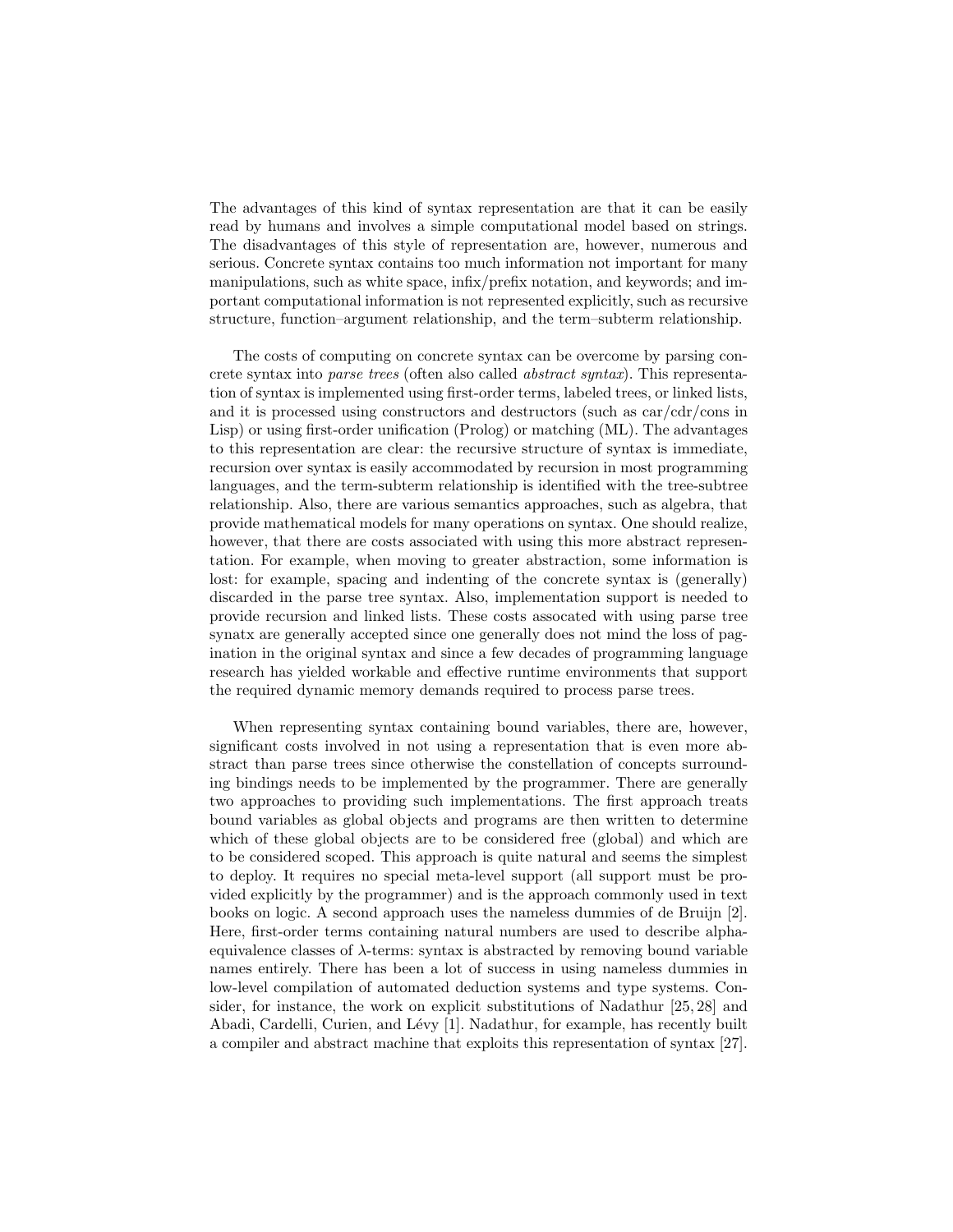The advantages of this kind of syntax representation are that it can be easily read by humans and involves a simple computational model based on strings. The disadvantages of this style of representation are, however, numerous and serious. Concrete syntax contains too much information not important for many manipulations, such as white space, infix/prefix notation, and keywords; and important computational information is not represented explicitly, such as recursive structure, function–argument relationship, and the term–subterm relationship.

The costs of computing on concrete syntax can be overcome by parsing concrete syntax into *parse trees* (often also called *abstract syntax*). This representation of syntax is implemented using first-order terms, labeled trees, or linked lists, and it is processed using constructors and destructors (such as car/cdr/cons in Lisp) or using first-order unification (Prolog) or matching (ML). The advantages to this representation are clear: the recursive structure of syntax is immediate, recursion over syntax is easily accommodated by recursion in most programming languages, and the term-subterm relationship is identified with the tree-subtree relationship. Also, there are various semantics approaches, such as algebra, that provide mathematical models for many operations on syntax. One should realize, however, that there are costs associated with using this more abstract representation. For example, when moving to greater abstraction, some information is lost: for example, spacing and indenting of the concrete syntax is (generally) discarded in the parse tree syntax. Also, implementation support is needed to provide recursion and linked lists. These costs assocated with using parse tree synatx are generally accepted since one generally does not mind the loss of pagination in the original syntax and since a few decades of programming language research has yielded workable and effective runtime environments that support the required dynamic memory demands required to process parse trees.

When representing syntax containing bound variables, there are, however, significant costs involved in not using a representation that is even more abstract than parse trees since otherwise the constellation of concepts surrounding bindings needs to be implemented by the programmer. There are generally two approaches to providing such implementations. The first approach treats bound variables as global objects and programs are then written to determine which of these global objects are to be considered free (global) and which are to be considered scoped. This approach is quite natural and seems the simplest to deploy. It requires no special meta-level support (all support must be provided explicitly by the programmer) and is the approach commonly used in text books on logic. A second approach uses the nameless dummies of de Bruijn [2]. Here, first-order terms containing natural numbers are used to describe alpha-equivalence classes of $\lambda$-terms: syntax is abstracted by removing bound variable names entirely. There has been a lot of success in using nameless dummies in low-level compilation of automated deduction systems and type systems. Consider, for instance, the work on explicit substitutions of Nadathur [25, 28] and Abadi, Cardelli, Curien, and Lévy [1]. Nadathur, for example, has recently built a compiler and abstract machine that exploits this representation of syntax [27].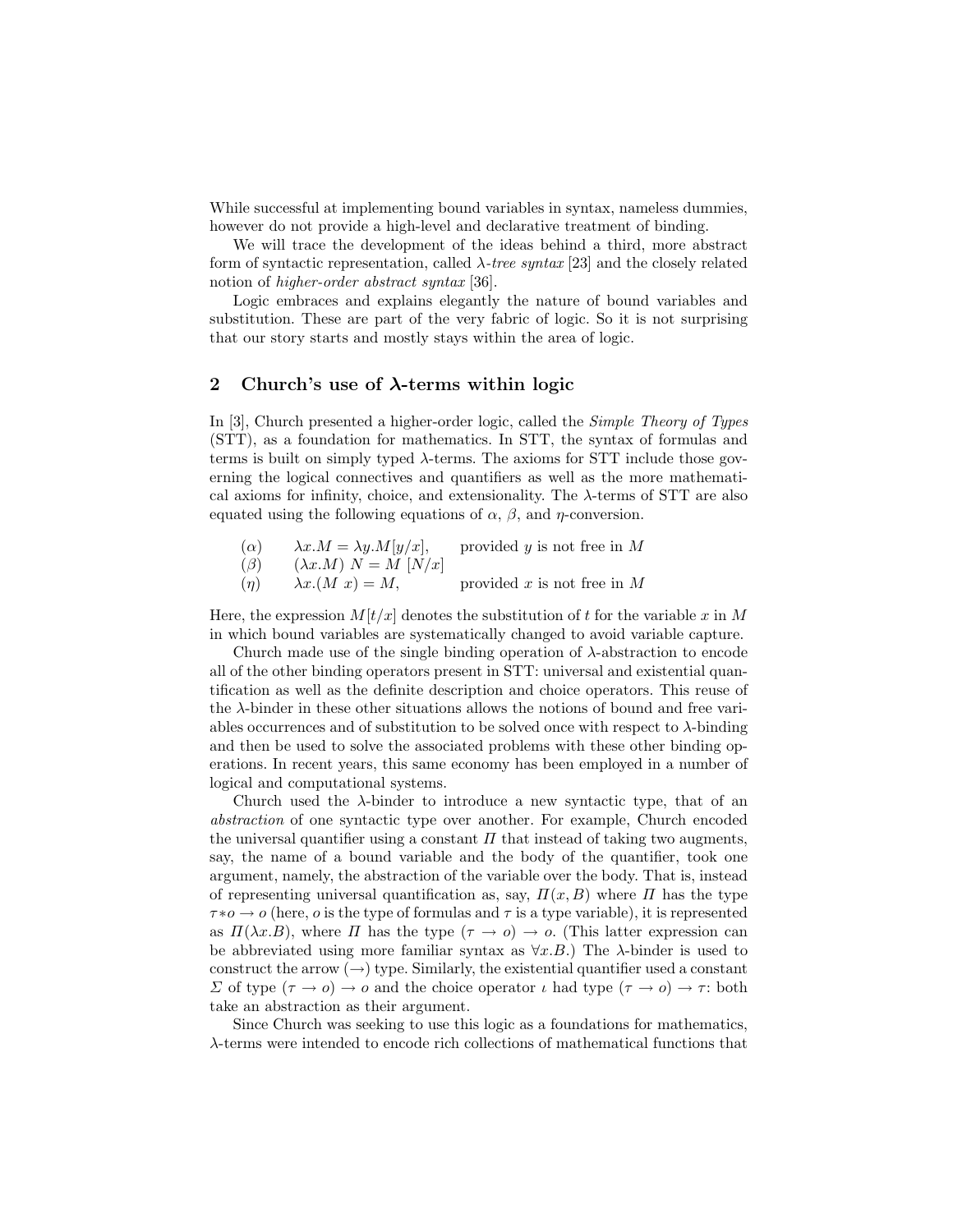While successful at implementing bound variables in syntax, nameless dummies, however do not provide a high-level and declarative treatment of binding.

We will trace the development of the ideas behind a third, more abstract form of syntactic representation, called *λ-tree syntax* [23] and the closely related notion of *higher-order abstract syntax* [36].

Logic embraces and explains elegantly the nature of bound variables and substitution. These are part of the very fabric of logic. So it is not surprising that our story starts and mostly stays within the area of logic.

## 2 Church's use of λ-terms within logic

In [3], Church presented a higher-order logic, called the *Simple Theory of Types* (STT), as a foundation for mathematics. In STT, the syntax of formulas and terms is built on simply typed λ-terms. The axioms for STT include those governing the logical connectives and quantifiers as well as the more mathematical axioms for infinity, choice, and extensionality. The λ-terms of STT are also equated using the following equations of $\alpha$, $\beta$, and $\eta$-conversion.

$$
\begin{array}{lll}
(\alpha) & \lambda x.M = \lambda y.M[y/x], & \text{provided } y \text{ is not free in } M \\
(\beta) & (\lambda x.M)\ N = M\ [N/x] & \\
(\eta) & \lambda x.(M\ x) = M, & \text{provided } x \text{ is not free in } M
\end{array}
$$

Here, the expression $M[t/x]$ denotes the substitution of $t$ for the variable $x$ in $M$ in which bound variables are systematically changed to avoid variable capture.

Church made use of the single binding operation of λ-abstraction to encode all of the other binding operators present in STT: universal and existential quantification as well as the definite description and choice operators. This reuse of the λ-binder in these other situations allows the notions of bound and free variables occurrences and of substitution to be solved once with respect to λ-binding and then be used to solve the associated problems with these other binding operations. In recent years, this same economy has been employed in a number of logical and computational systems.

Church used the λ-binder to introduce a new syntactic type, that of an *abstraction* of one syntactic type over another. For example, Church encoded the universal quantifier using a constant $\Pi$ that instead of taking two augments, say, the name of a bound variable and the body of the quantifier, took one argument, namely, the abstraction of the variable over the body. That is, instead of representing universal quantification as, say, $\Pi(x, B)$ where $\Pi$ has the type $\tau * o \rightarrow o$ (here, $o$ is the type of formulas and $\tau$ is a type variable), it is represented as $\Pi(\lambda x.B)$, where $\Pi$ has the type $(\tau \rightarrow o) \rightarrow o$. (This latter expression can be abbreviated using more familiar syntax as $\forall x.B$.) The λ-binder is used to construct the arrow ($\rightarrow$) type. Similarly, the existential quantifier used a constant $\Sigma$ of type $(\tau \rightarrow o) \rightarrow o$ and the choice operator $\iota$ had type $(\tau \rightarrow o) \rightarrow \tau$: both take an abstraction as their argument.

Since Church was seeking to use this logic as a foundations for mathematics, λ-terms were intended to encode rich collections of mathematical functions that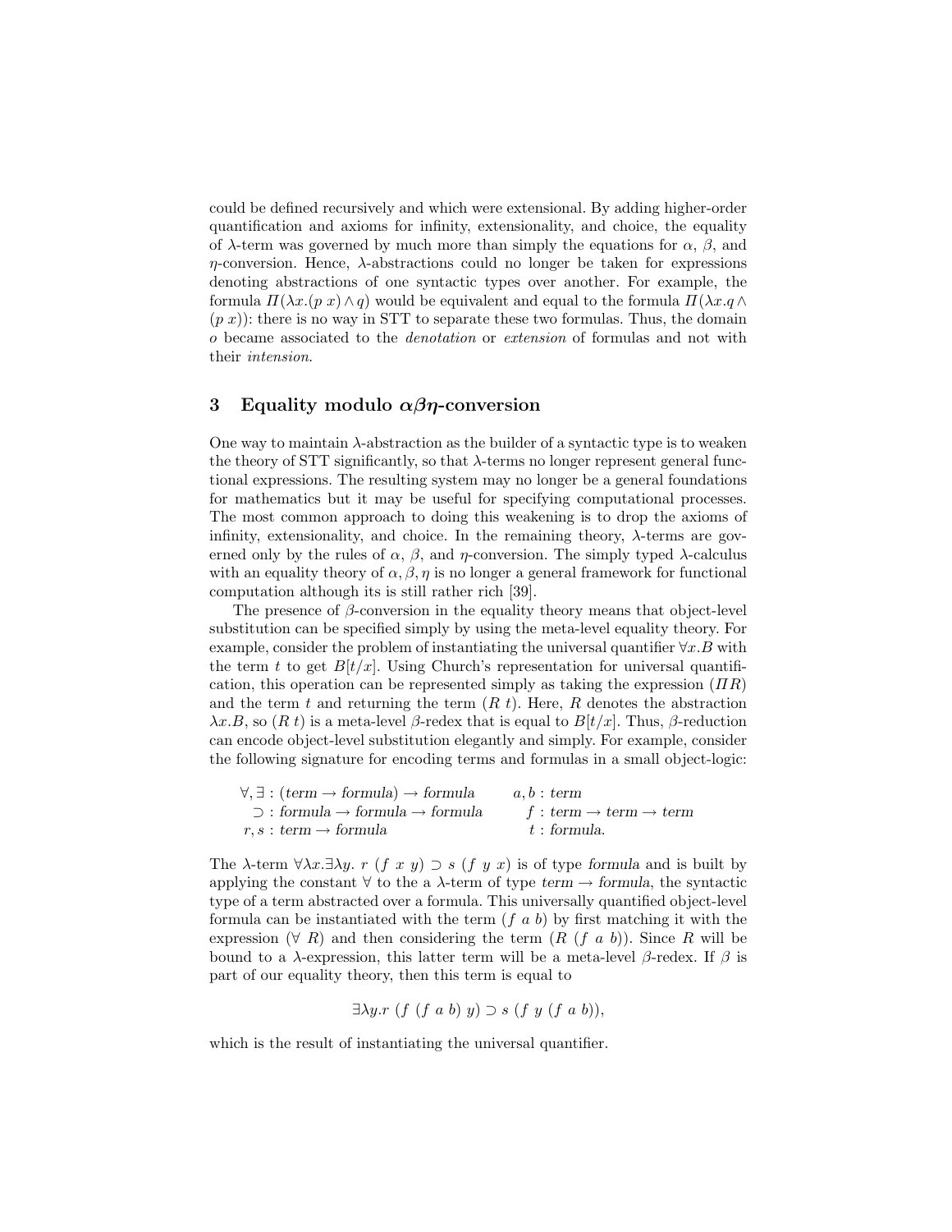could be defined recursively and which were extensional. By adding higher-order quantification and axioms for infinity, extensionality, and choice, the equality of $\lambda$-term was governed by much more than simply the equations for $\alpha$, $\beta$, and $\eta$-conversion. Hence, $\lambda$-abstractions could no longer be taken for expressions denoting abstractions of one syntactic types over another. For example, the formula $\Pi(\lambda x.(p\ x) \wedge q)$ would be equivalent and equal to the formula $\Pi(\lambda x.q \wedge (p\ x))$: there is no way in STT to separate these two formulas. Thus, the domain $o$ became associated to the *denotation* or *extension* of formulas and not with their *intension*.

## 3 Equality modulo $\alpha\beta\eta$-conversion

One way to maintain $\lambda$-abstraction as the builder of a syntactic type is to weaken the theory of STT significantly, so that $\lambda$-terms no longer represent general functional expressions. The resulting system may no longer be a general foundations for mathematics but it may be useful for specifying computational processes. The most common approach to doing this weakening is to drop the axioms of infinity, extensionality, and choice. In the remaining theory, $\lambda$-terms are governed only by the rules of $\alpha$, $\beta$, and $\eta$-conversion. The simply typed $\lambda$-calculus with an equality theory of $\alpha, \beta, \eta$ is no longer a general framework for functional computation although its is still rather rich [39].

The presence of $\beta$-conversion in the equality theory means that object-level substitution can be specified simply by using the meta-level equality theory. For example, consider the problem of instantiating the universal quantifier $\forall x.B$ with the term $t$ to get $B[t/x]$. Using Church's representation for universal quantification, this operation can be represented simply as taking the expression $(\Pi R)$ and the term $t$ and returning the term $(R\ t)$. Here, $R$ denotes the abstraction $\lambda x.B$, so $(R\ t)$ is a meta-level $\beta$-redex that is equal to $B[t/x]$. Thus, $\beta$-reduction can encode object-level substitution elegantly and simply. For example, consider the following signature for encoding terms and formulas in a small object-logic:

$$
\begin{array}{ll}
\forall, \exists : (\mathit{term} \rightarrow \mathit{formula}) \rightarrow \mathit{formula} & a, b : \mathit{term} \\
\supset\ : \mathit{formula} \rightarrow \mathit{formula} \rightarrow \mathit{formula} & f : \mathit{term} \rightarrow \mathit{term} \rightarrow \mathit{term} \\
r, s : \mathit{term} \rightarrow \mathit{formula} & t : \mathit{formula}.
\end{array}
$$

The $\lambda$-term $\forall \lambda x. \exists \lambda y.\ r\ (f\ x\ y) \supset s\ (f\ y\ x)$ is of type $\mathit{formula}$ and is built by applying the constant $\forall$ to the a $\lambda$-term of type $\mathit{term} \rightarrow \mathit{formula}$, the syntactic type of a term abstracted over a formula. This universally quantified object-level formula can be instantiated with the term $(f\ a\ b)$ by first matching it with the expression $(\forall\ R)$ and then considering the term $(R\ (f\ a\ b))$. Since $R$ will be bound to a $\lambda$-expression, this latter term will be a meta-level $\beta$-redex. If $\beta$ is part of our equality theory, then this term is equal to

$$\exists \lambda y.r\ (f\ (f\ a\ b)\ y) \supset s\ (f\ y\ (f\ a\ b)),$$

which is the result of instantiating the universal quantifier.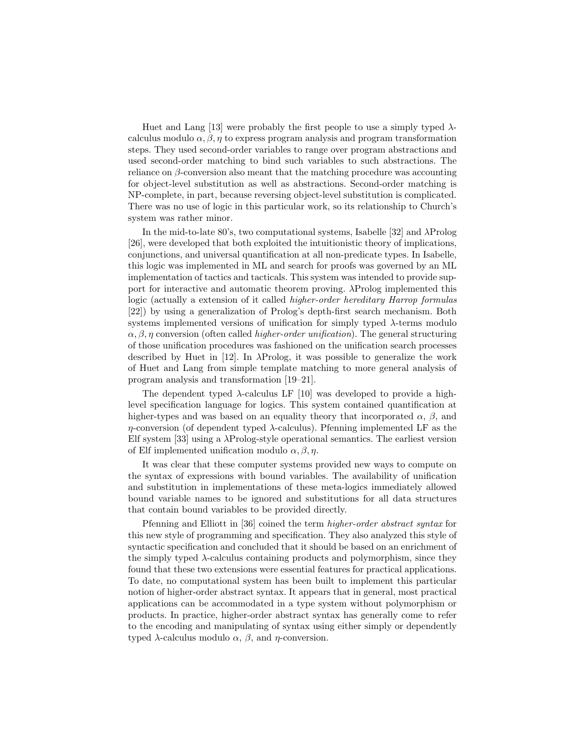Huet and Lang [13] were probably the first people to use a simply typed $\lambda$-calculus modulo $\alpha, \beta, \eta$ to express program analysis and program transformation steps. They used second-order variables to range over program abstractions and used second-order matching to bind such variables to such abstractions. The reliance on $\beta$-conversion also meant that the matching procedure was accounting for object-level substitution as well as abstractions. Second-order matching is NP-complete, in part, because reversing object-level substitution is complicated. There was no use of logic in this particular work, so its relationship to Church's system was rather minor.

In the mid-to-late 80's, two computational systems, Isabelle [32] and $\lambda$Prolog [26], were developed that both exploited the intuitionistic theory of implications, conjunctions, and universal quantification at all non-predicate types. In Isabelle, this logic was implemented in ML and search for proofs was governed by an ML implementation of tactics and tacticals. This system was intended to provide support for interactive and automatic theorem proving. $\lambda$Prolog implemented this logic (actually a extension of it called *higher-order hereditary Harrop formulas* [22]) by using a generalization of Prolog's depth-first search mechanism. Both systems implemented versions of unification for simply typed $\lambda$-terms modulo $\alpha, \beta, \eta$ conversion (often called *higher-order unification*). The general structuring of those unification procedures was fashioned on the unification search processes described by Huet in [12]. In $\lambda$Prolog, it was possible to generalize the work of Huet and Lang from simple template matching to more general analysis of program analysis and transformation [19–21].

The dependent typed $\lambda$-calculus LF [10] was developed to provide a high-level specification language for logics. This system contained quantification at higher-types and was based on an equality theory that incorporated $\alpha$, $\beta$, and $\eta$-conversion (of dependent typed $\lambda$-calculus). Pfenning implemented LF as the Elf system [33] using a $\lambda$Prolog-style operational semantics. The earliest version of Elf implemented unification modulo $\alpha, \beta, \eta$.

It was clear that these computer systems provided new ways to compute on the syntax of expressions with bound variables. The availability of unification and substitution in implementations of these meta-logics immediately allowed bound variable names to be ignored and substitutions for all data structures that contain bound variables to be provided directly.

Pfenning and Elliott in [36] coined the term *higher-order abstract syntax* for this new style of programming and specification. They also analyzed this style of syntactic specification and concluded that it should be based on an enrichment of the simply typed $\lambda$-calculus containing products and polymorphism, since they found that these two extensions were essential features for practical applications. To date, no computational system has been built to implement this particular notion of higher-order abstract syntax. It appears that in general, most practical applications can be accommodated in a type system without polymorphism or products. In practice, higher-order abstract syntax has generally come to refer to the encoding and manipulating of syntax using either simply or dependently typed $\lambda$-calculus modulo $\alpha$, $\beta$, and $\eta$-conversion.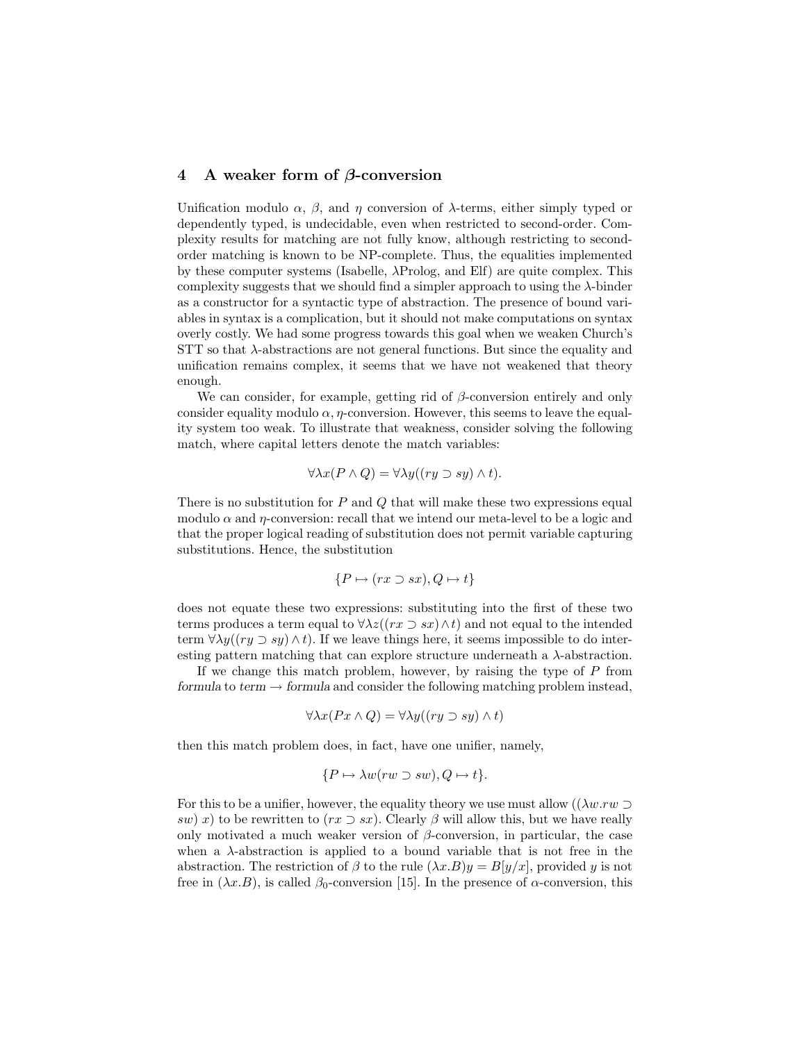## 4 A weaker form of $\beta$-conversion

Unification modulo $\alpha$, $\beta$, and $\eta$ conversion of $\lambda$-terms, either simply typed or dependently typed, is undecidable, even when restricted to second-order. Complexity results for matching are not fully know, although restricting to second-order matching is known to be NP-complete. Thus, the equalities implemented by these computer systems (Isabelle, $\lambda$Prolog, and Elf) are quite complex. This complexity suggests that we should find a simpler approach to using the $\lambda$-binder as a constructor for a syntactic type of abstraction. The presence of bound variables in syntax is a complication, but it should not make computations on syntax overly costly. We had some progress towards this goal when we weaken Church's STT so that $\lambda$-abstractions are not general functions. But since the equality and unification remains complex, it seems that we have not weakened that theory enough.

We can consider, for example, getting rid of $\beta$-conversion entirely and only consider equality modulo $\alpha, \eta$-conversion. However, this seems to leave the equality system too weak. To illustrate that weakness, consider solving the following match, where capital letters denote the match variables:

$$\forall \lambda x(P \wedge Q) = \forall \lambda y((ry \supset sy) \wedge t).$$

There is no substitution for $P$ and $Q$ that will make these two expressions equal modulo $\alpha$ and $\eta$-conversion: recall that we intend our meta-level to be a logic and that the proper logical reading of substitution does not permit variable capturing substitutions. Hence, the substitution

$$\{P \mapsto (rx \supset sx), Q \mapsto t\}$$

does not equate these two expressions: substituting into the first of these two terms produces a term equal to $\forall \lambda z((rx \supset sx) \wedge t)$ and not equal to the intended term $\forall \lambda y((ry \supset sy) \wedge t)$. If we leave things here, it seems impossible to do interesting pattern matching that can explore structure underneath a $\lambda$-abstraction.

If we change this match problem, however, by raising the type of $P$ from *formula* to *term* $\rightarrow$ *formula* and consider the following matching problem instead,

$$\forall \lambda x(Px \wedge Q) = \forall \lambda y((ry \supset sy) \wedge t)$$

then this match problem does, in fact, have one unifier, namely,

$$\{P \mapsto \lambda w(rw \supset sw), Q \mapsto t\}.$$

For this to be a unifier, however, the equality theory we use must allow $((\lambda w.rw \supset sw)\ x)$ to be rewritten to $(rx \supset sx)$. Clearly $\beta$ will allow this, but we have really only motivated a much weaker version of $\beta$-conversion, in particular, the case when a $\lambda$-abstraction is applied to a bound variable that is not free in the abstraction. The restriction of $\beta$ to the rule $(\lambda x.B)y = B[y/x]$, provided $y$ is not free in $(\lambda x.B)$, is called $\beta_0$-conversion [15]. In the presence of $\alpha$-conversion, this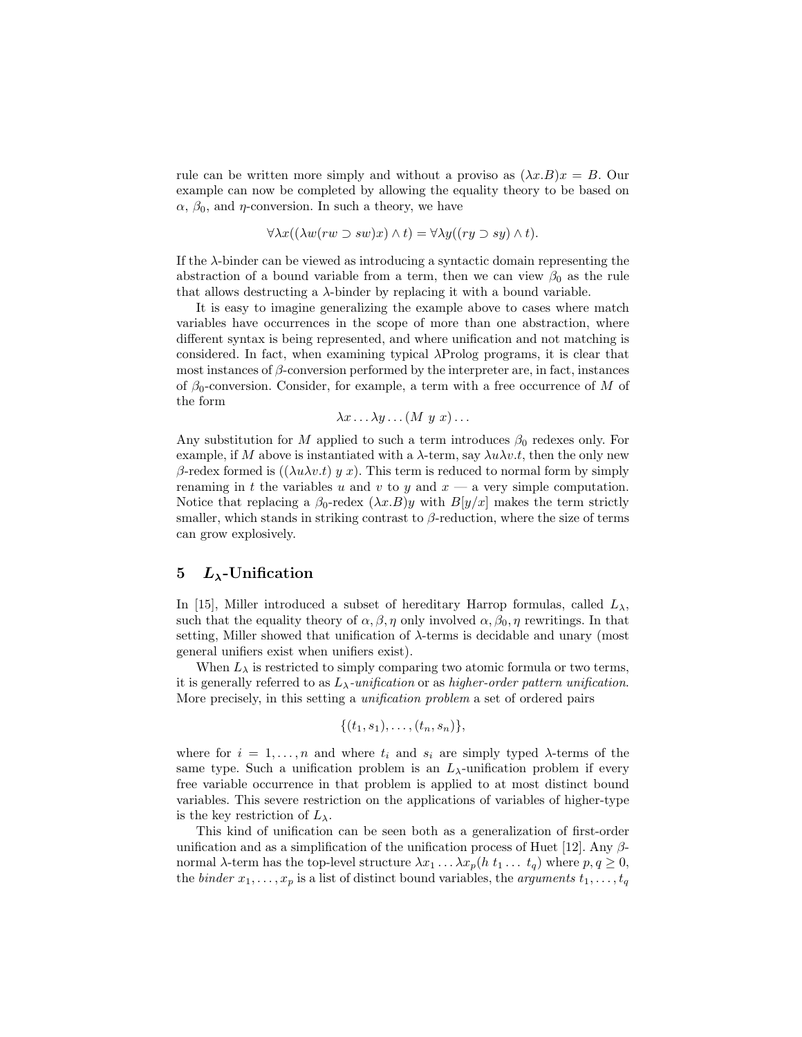rule can be written more simply and without a proviso as $(\lambda x.B)x = B$. Our example can now be completed by allowing the equality theory to be based on $\alpha$, $\beta_0$, and $\eta$-conversion. In such a theory, we have

$$\forall \lambda x((\lambda w(rw \supset sw)x) \wedge t) = \forall \lambda y((ry \supset sy) \wedge t).$$

If the $\lambda$-binder can be viewed as introducing a syntactic domain representing the abstraction of a bound variable from a term, then we can view $\beta_0$ as the rule that allows destructing a $\lambda$-binder by replacing it with a bound variable.

It is easy to imagine generalizing the example above to cases where match variables have occurrences in the scope of more than one abstraction, where different syntax is being represented, and where unification and not matching is considered. In fact, when examining typical $\lambda$Prolog programs, it is clear that most instances of $\beta$-conversion performed by the interpreter are, in fact, instances of $\beta_0$-conversion. Consider, for example, a term with a free occurrence of $M$ of the form

$$\lambda x \ldots \lambda y \ldots (M\ y\ x) \ldots$$

Any substitution for $M$ applied to such a term introduces $\beta_0$ redexes only. For example, if $M$ above is instantiated with a $\lambda$-term, say $\lambda u \lambda v.t$, then the only new $\beta$-redex formed is $((\lambda u \lambda v.t)\ y\ x)$. This term is reduced to normal form by simply renaming in $t$ the variables $u$ and $v$ to $y$ and $x$ — a very simple computation. Notice that replacing a $\beta_0$-redex $(\lambda x.B)y$ with $B[y/x]$ makes the term strictly smaller, which stands in striking contrast to $\beta$-reduction, where the size of terms can grow explosively.

## 5 $L_\lambda$-Unification

In [15], Miller introduced a subset of hereditary Harrop formulas, called $L_\lambda$, such that the equality theory of $\alpha, \beta, \eta$ only involved $\alpha, \beta_0, \eta$ rewritings. In that setting, Miller showed that unification of $\lambda$-terms is decidable and unary (most general unifiers exist when unifiers exist).

When $L_\lambda$ is restricted to simply comparing two atomic formula or two terms, it is generally referred to as *$L_\lambda$-unification* or as *higher-order pattern unification*. More precisely, in this setting a *unification problem* a set of ordered pairs

$$\{(t_1, s_1), \ldots, (t_n, s_n)\},$$

where for $i = 1, \ldots, n$ and where $t_i$ and $s_i$ are simply typed $\lambda$-terms of the same type. Such a unification problem is an $L_\lambda$-unification problem if every free variable occurrence in that problem is applied to at most distinct bound variables. This severe restriction on the applications of variables of higher-type is the key restriction of $L_\lambda$.

This kind of unification can be seen both as a generalization of first-order unification and as a simplification of the unification process of Huet [12]. Any $\beta$-normal $\lambda$-term has the top-level structure $\lambda x_1 \ldots \lambda x_p(h\ t_1 \ldots\ t_q)$ where $p, q \geq 0$, the *binder* $x_1, \ldots, x_p$ is a list of distinct bound variables, the *arguments* $t_1, \ldots, t_q$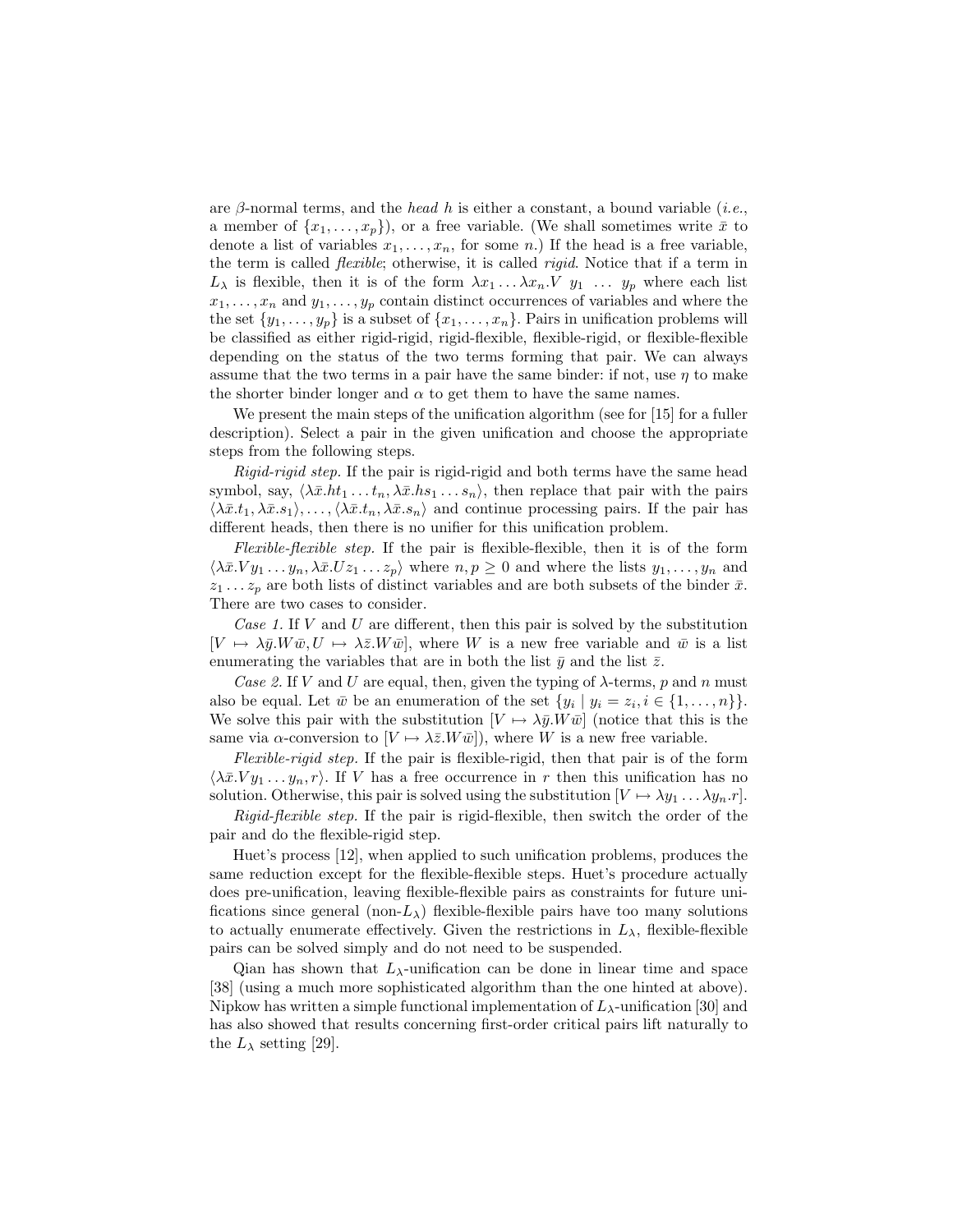are $\beta$-normal terms, and the *head* $h$ is either a constant, a bound variable (*i.e.*, a member of $\{x_1, \ldots, x_p\}$), or a free variable. (We shall sometimes write $\bar{x}$ to denote a list of variables $x_1, \ldots, x_n$, for some $n$.) If the head is a free variable, the term is called *flexible*; otherwise, it is called *rigid*. Notice that if a term in $L_\lambda$ is flexible, then it is of the form $\lambda x_1 \ldots \lambda x_n.V\ y_1\ \ldots\ y_p$ where each list $x_1, \ldots, x_n$ and $y_1, \ldots, y_p$ contain distinct occurrences of variables and where the the set $\{y_1, \ldots, y_p\}$ is a subset of $\{x_1, \ldots, x_n\}$. Pairs in unification problems will be classified as either rigid-rigid, rigid-flexible, flexible-rigid, or flexible-flexible depending on the status of the two terms forming that pair. We can always assume that the two terms in a pair have the same binder: if not, use $\eta$ to make the shorter binder longer and $\alpha$ to get them to have the same names.

We present the main steps of the unification algorithm (see for [15] for a fuller description). Select a pair in the given unification and choose the appropriate steps from the following steps.

*Rigid-rigid step.* If the pair is rigid-rigid and both terms have the same head symbol, say, $\langle \lambda\bar{x}.ht_1 \ldots t_n, \lambda\bar{x}.hs_1 \ldots s_n\rangle$, then replace that pair with the pairs $\langle \lambda\bar{x}.t_1, \lambda\bar{x}.s_1\rangle, \ldots, \langle \lambda\bar{x}.t_n, \lambda\bar{x}.s_n\rangle$ and continue processing pairs. If the pair has different heads, then there is no unifier for this unification problem.

*Flexible-flexible step.* If the pair is flexible-flexible, then it is of the form $\langle \lambda\bar{x}.Vy_1 \ldots y_n, \lambda\bar{x}.Uz_1 \ldots z_p\rangle$ where $n, p \geq 0$ and where the lists $y_1, \ldots, y_n$ and $z_1 \ldots z_p$ are both lists of distinct variables and are both subsets of the binder $\bar{x}$. There are two cases to consider.

*Case 1.* If $V$ and $U$ are different, then this pair is solved by the substitution $[V \mapsto \lambda\bar{y}.W\bar{w}, U \mapsto \lambda\bar{z}.W\bar{w}]$, where $W$ is a new free variable and $\bar{w}$ is a list enumerating the variables that are in both the list $\bar{y}$ and the list $\bar{z}$.

*Case 2.* If $V$ and $U$ are equal, then, given the typing of $\lambda$-terms, $p$ and $n$ must also be equal. Let $\bar{w}$ be an enumeration of the set $\{y_i \mid y_i = z_i, i \in \{1, \ldots, n\}\}$. We solve this pair with the substitution $[V \mapsto \lambda\bar{y}.W\bar{w}]$ (notice that this is the same via $\alpha$-conversion to $[V \mapsto \lambda\bar{z}.W\bar{w}]$), where $W$ is a new free variable.

*Flexible-rigid step.* If the pair is flexible-rigid, then that pair is of the form $\langle \lambda\bar{x}.Vy_1 \ldots y_n, r\rangle$. If $V$ has a free occurrence in $r$ then this unification has no solution. Otherwise, this pair is solved using the substitution $[V \mapsto \lambda y_1 \ldots \lambda y_n.r]$.

*Rigid-flexible step.* If the pair is rigid-flexible, then switch the order of the pair and do the flexible-rigid step.

Huet's process [12], when applied to such unification problems, produces the same reduction except for the flexible-flexible steps. Huet's procedure actually does pre-unification, leaving flexible-flexible pairs as constraints for future unifications since general (non-$L_\lambda$) flexible-flexible pairs have too many solutions to actually enumerate effectively. Given the restrictions in $L_\lambda$, flexible-flexible pairs can be solved simply and do not need to be suspended.

Qian has shown that $L_\lambda$-unification can be done in linear time and space [38] (using a much more sophisticated algorithm than the one hinted at above). Nipkow has written a simple functional implementation of $L_\lambda$-unification [30] and has also showed that results concerning first-order critical pairs lift naturally to the $L_\lambda$ setting [29].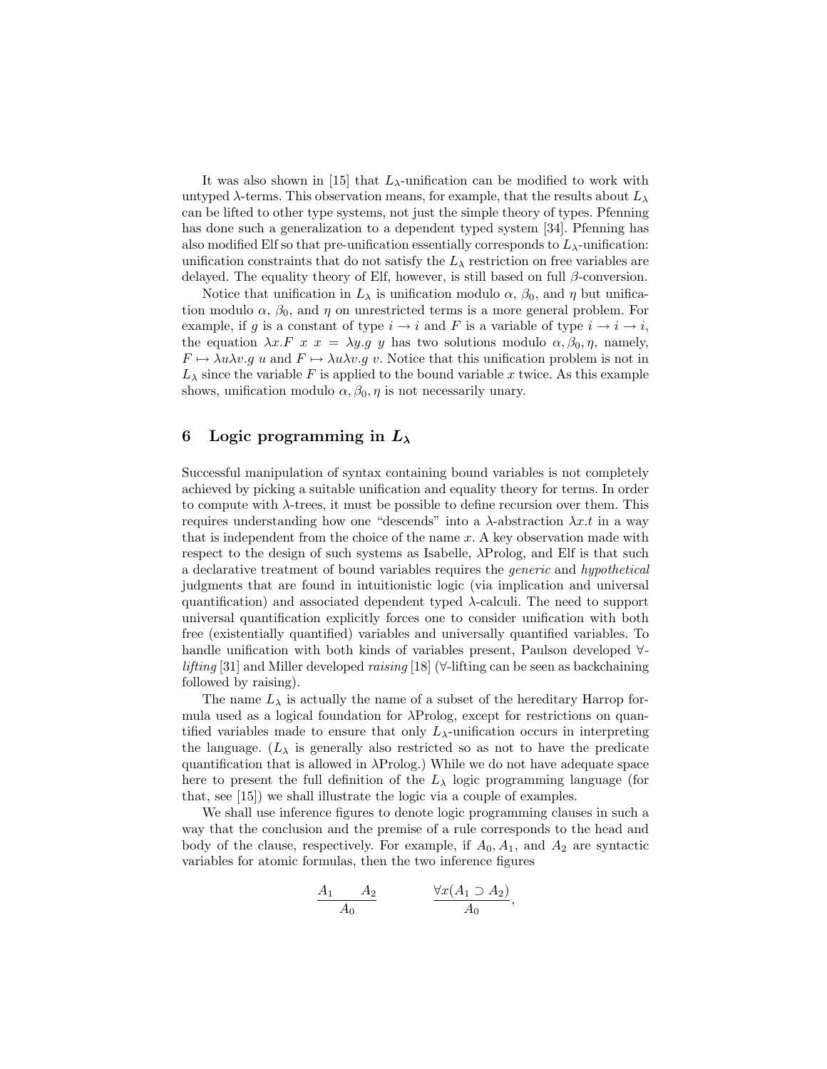It was also shown in [15] that $L_\lambda$-unification can be modified to work with untyped $\lambda$-terms. This observation means, for example, that the results about $L_\lambda$ can be lifted to other type systems, not just the simple theory of types. Pfenning has done such a generalization to a dependent typed system [34]. Pfenning has also modified Elf so that pre-unification essentially corresponds to $L_\lambda$-unification: unification constraints that do not satisfy the $L_\lambda$ restriction on free variables are delayed. The equality theory of Elf, however, is still based on full $\beta$-conversion.

Notice that unification in $L_\lambda$ is unification modulo $\alpha$, $\beta_0$, and $\eta$ but unification modulo $\alpha$, $\beta_0$, and $\eta$ on unrestricted terms is a more general problem. For example, if $g$ is a constant of type $i \rightarrow i$ and $F$ is a variable of type $i \rightarrow i \rightarrow i$, the equation $\lambda x.F\ x\ x = \lambda y.g\ y$ has two solutions modulo $\alpha, \beta_0, \eta$, namely, $F \mapsto \lambda u \lambda v.g\ u$ and $F \mapsto \lambda u \lambda v.g\ v$. Notice that this unification problem is not in $L_\lambda$ since the variable $F$ is applied to the bound variable $x$ twice. As this example shows, unification modulo $\alpha, \beta_0, \eta$ is not necessarily unary.

## 6 Logic programming in $L_\lambda$

Successful manipulation of syntax containing bound variables is not completely achieved by picking a suitable unification and equality theory for terms. In order to compute with $\lambda$-trees, it must be possible to define recursion over them. This requires understanding how one "descends" into a $\lambda$-abstraction $\lambda x.t$ in a way that is independent from the choice of the name $x$. A key observation made with respect to the design of such systems as Isabelle, $\lambda$Prolog, and Elf is that such a declarative treatment of bound variables requires the *generic* and *hypothetical* judgments that are found in intuitionistic logic (via implication and universal quantification) and associated dependent typed $\lambda$-calculi. The need to support universal quantification explicitly forces one to consider unification with both free (existentially quantified) variables and universally quantified variables. To handle unification with both kinds of variables present, Paulson developed $\forall$-*lifting* [31] and Miller developed *raising* [18] ($\forall$-lifting can be seen as backchaining followed by raising).

The name $L_\lambda$ is actually the name of a subset of the hereditary Harrop formula used as a logical foundation for $\lambda$Prolog, except for restrictions on quantified variables made to ensure that only $L_\lambda$-unification occurs in interpreting the language. ($L_\lambda$ is generally also restricted so as not to have the predicate quantification that is allowed in $\lambda$Prolog.) While we do not have adequate space here to present the full definition of the $L_\lambda$ logic programming language (for that, see [15]) we shall illustrate the logic via a couple of examples.

We shall use inference figures to denote logic programming clauses in such a way that the conclusion and the premise of a rule corresponds to the head and body of the clause, respectively. For example, if $A_0, A_1$, and $A_2$ are syntactic variables for atomic formulas, then the two inference figures

$$\frac{A_1 \qquad A_2}{A_0} \qquad\qquad \frac{\forall x(A_1 \supset A_2)}{A_0},$$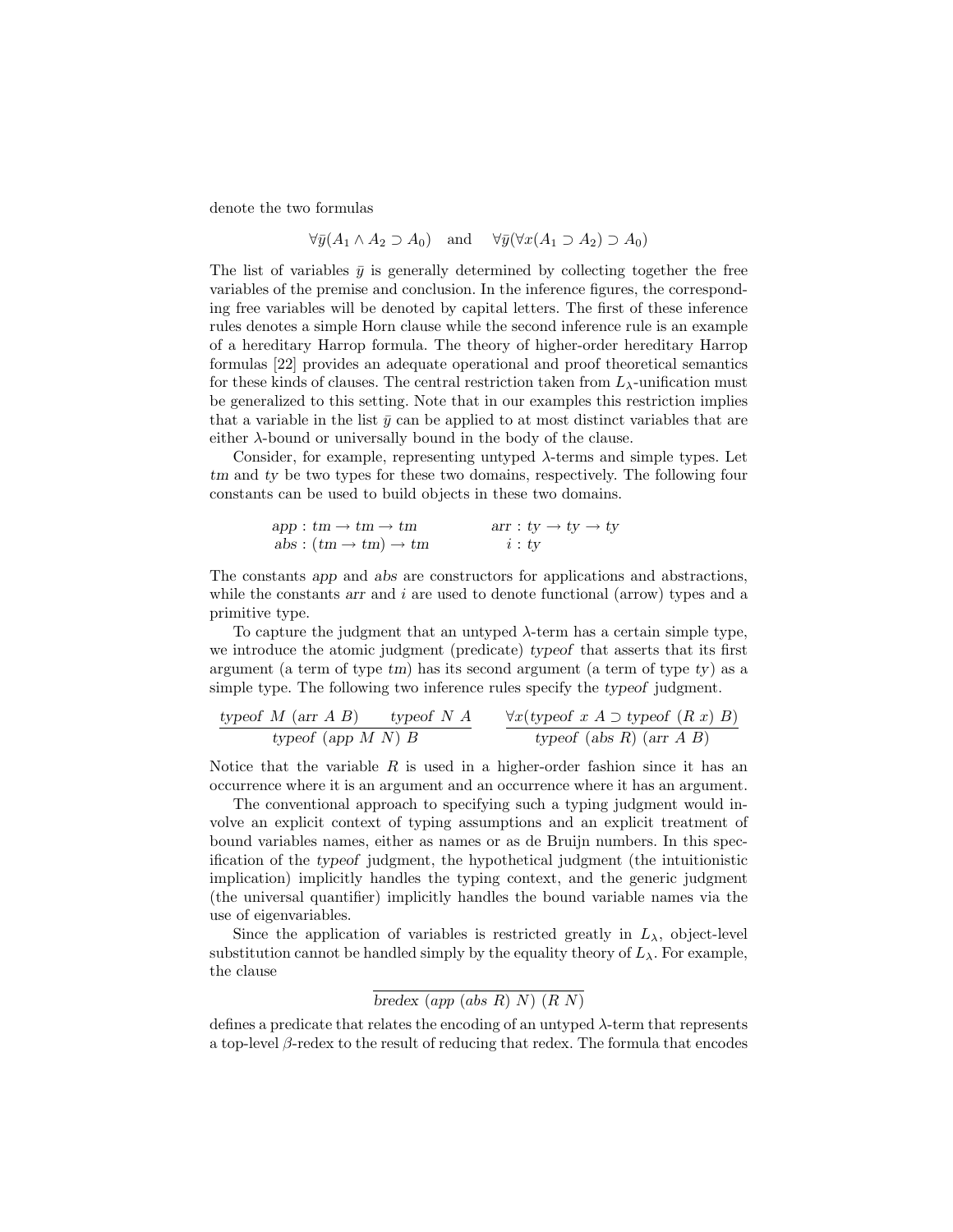denote the two formulas

$$\forall \bar{y}(A_1 \wedge A_2 \supset A_0) \quad \text{and} \quad \forall \bar{y}(\forall x(A_1 \supset A_2) \supset A_0)$$

The list of variables $\bar{y}$ is generally determined by collecting together the free variables of the premise and conclusion. In the inference figures, the corresponding free variables will be denoted by capital letters. The first of these inference rules denotes a simple Horn clause while the second inference rule is an example of a hereditary Harrop formula. The theory of higher-order hereditary Harrop formulas [22] provides an adequate operational and proof theoretical semantics for these kinds of clauses. The central restriction taken from $L_\lambda$-unification must be generalized to this setting. Note that in our examples this restriction implies that a variable in the list $\bar{y}$ can be applied to at most distinct variables that are either $\lambda$-bound or universally bound in the body of the clause.

Consider, for example, representing untyped $\lambda$-terms and simple types. Let *tm* and *ty* be two types for these two domains, respectively. The following four constants can be used to build objects in these two domains.

$$\begin{array}{ll} app : tm \rightarrow tm \rightarrow tm & \qquad arr : ty \rightarrow ty \rightarrow ty \\ abs : (tm \rightarrow tm) \rightarrow tm & \qquad i : ty \end{array}$$

The constants *app* and *abs* are constructors for applications and abstractions, while the constants *arr* and *i* are used to denote functional (arrow) types and a primitive type.

To capture the judgment that an untyped $\lambda$-term has a certain simple type, we introduce the atomic judgment (predicate) *typeof* that asserts that its first argument (a term of type *tm*) has its second argument (a term of type *ty*) as a simple type. The following two inference rules specify the *typeof* judgment.

$$\frac{typeof\ M\ (arr\ A\ B) \qquad typeof\ N\ A}{typeof\ (app\ M\ N)\ B} \qquad \frac{\forall x(typeof\ x\ A \supset typeof\ (R\ x)\ B)}{typeof\ (abs\ R)\ (arr\ A\ B)}$$

Notice that the variable $R$ is used in a higher-order fashion since it has an occurrence where it is an argument and an occurrence where it has an argument.

The conventional approach to specifying such a typing judgment would involve an explicit context of typing assumptions and an explicit treatment of bound variables names, either as names or as de Bruijn numbers. In this specification of the *typeof* judgment, the hypothetical judgment (the intuitionistic implication) implicitly handles the typing context, and the generic judgment (the universal quantifier) implicitly handles the bound variable names via the use of eigenvariables.

Since the application of variables is restricted greatly in $L_\lambda$, object-level substitution cannot be handled simply by the equality theory of $L_\lambda$. For example, the clause

$$\frac{}{bredex\ (app\ (abs\ R)\ N)\ (R\ N)}$$

defines a predicate that relates the encoding of an untyped $\lambda$-term that represents a top-level $\beta$-redex to the result of reducing that redex. The formula that encodes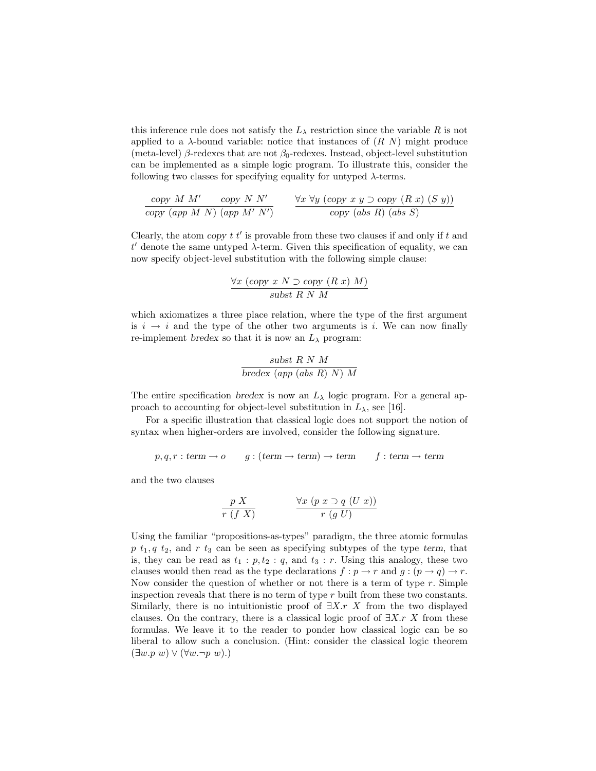this inference rule does not satisfy the $L_\lambda$ restriction since the variable $R$ is not applied to a $\lambda$-bound variable: notice that instances of $(R\ N)$ might produce (meta-level) $\beta$-redexes that are not $\beta_0$-redexes. Instead, object-level substitution can be implemented as a simple logic program. To illustrate this, consider the following two classes for specifying equality for untyped $\lambda$-terms.

$$\frac{\mathit{copy}\ M\ M' \qquad \mathit{copy}\ N\ N'}{\mathit{copy}\ (\mathit{app}\ M\ N)\ (\mathit{app}\ M'\ N')} \qquad \frac{\forall x\ \forall y\ (\mathit{copy}\ x\ y \supset \mathit{copy}\ (R\ x)\ (S\ y))}{\mathit{copy}\ (\mathit{abs}\ R)\ (\mathit{abs}\ S)}$$

Clearly, the atom $\mathit{copy}\ t\ t'$ is provable from these two clauses if and only if $t$ and $t'$ denote the same untyped $\lambda$-term. Given this specification of equality, we can now specify object-level substitution with the following simple clause:

$$\frac{\forall x\ (\mathit{copy}\ x\ N \supset \mathit{copy}\ (R\ x)\ M)}{\mathit{subst}\ R\ N\ M}$$

which axiomatizes a three place relation, where the type of the first argument is $i \to i$ and the type of the other two arguments is $i$. We can now finally re-implement *bredex* so that it is now an $L_\lambda$ program:

$$\frac{\mathit{subst}\ R\ N\ M}{\mathit{bredex}\ (\mathit{app}\ (\mathit{abs}\ R)\ N)\ M}$$

The entire specification *bredex* is now an $L_\lambda$ logic program. For a general approach to accounting for object-level substitution in $L_\lambda$, see [16].

For a specific illustration that classical logic does not support the notion of syntax when higher-orders are involved, consider the following signature.

$$p, q, r : \mathit{term} \to o \qquad g : (\mathit{term} \to \mathit{term}) \to \mathit{term} \qquad f : \mathit{term} \to \mathit{term}$$

and the two clauses

$$\frac{p\ X}{r\ (f\ X)} \qquad \frac{\forall x\ (p\ x \supset q\ (U\ x))}{r\ (g\ U)}$$

Using the familiar "propositions-as-types" paradigm, the three atomic formulas $p\ t_1, q\ t_2$, and $r\ t_3$ can be seen as specifying subtypes of the type *term*, that is, they can be read as $t_1 : p, t_2 : q$, and $t_3 : r$. Using this analogy, these two clauses would then read as the type declarations $f : p \to r$ and $g : (p \to q) \to r$. Now consider the question of whether or not there is a term of type $r$. Simple inspection reveals that there is no term of type $r$ built from these two constants. Similarly, there is no intuitionistic proof of $\exists X.r\ X$ from the two displayed clauses. On the contrary, there is a classical logic proof of $\exists X.r\ X$ from these formulas. We leave it to the reader to ponder how classical logic can be so liberal to allow such a conclusion. (Hint: consider the classical logic theorem $(\exists w.p\ w) \vee (\forall w.\neg p\ w)$.)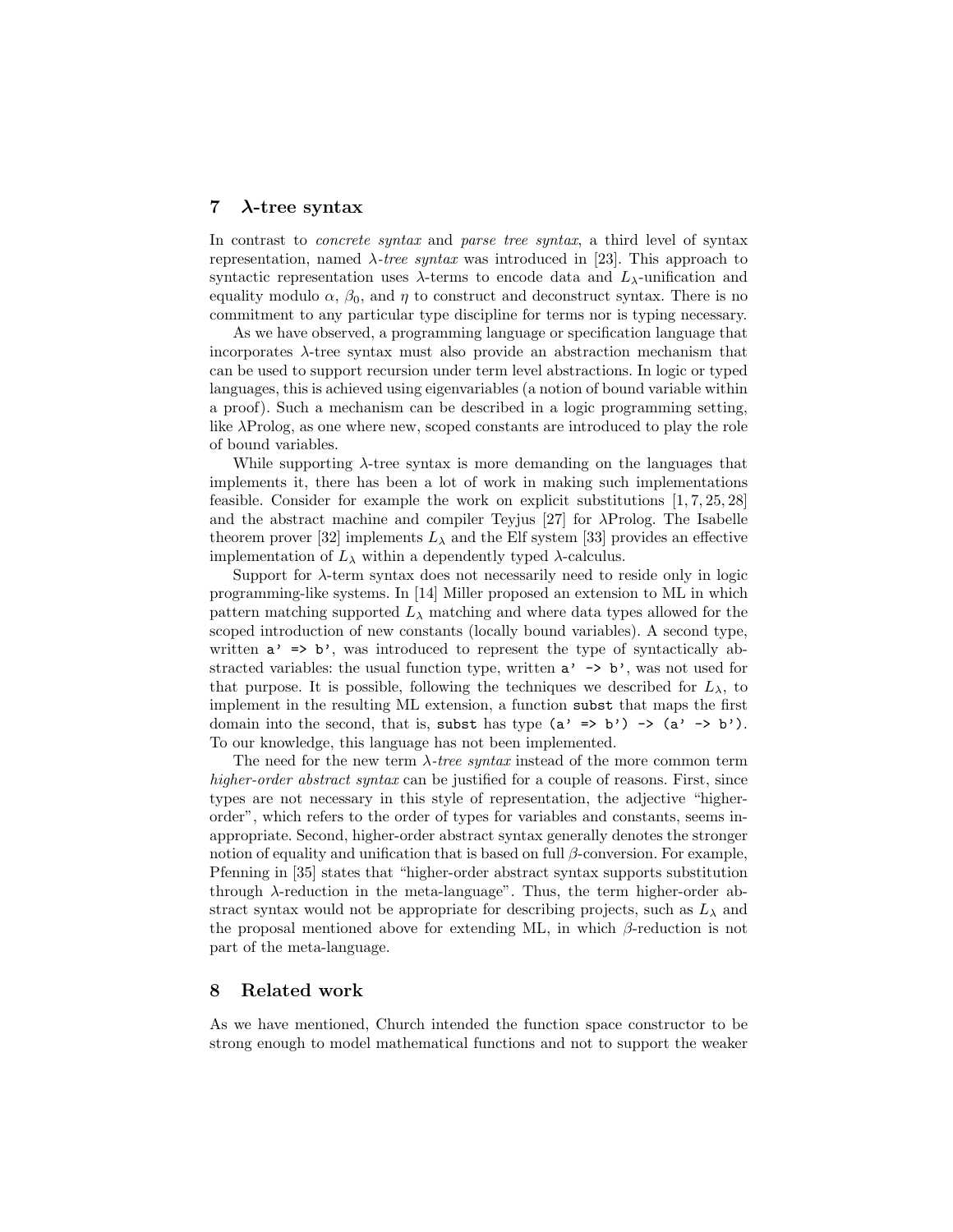## 7 $\lambda$-tree syntax

In contrast to *concrete syntax* and *parse tree syntax*, a third level of syntax representation, named $\lambda$*-tree syntax* was introduced in [23]. This approach to syntactic representation uses $\lambda$-terms to encode data and $L_\lambda$-unification and equality modulo $\alpha$, $\beta_0$, and $\eta$ to construct and deconstruct syntax. There is no commitment to any particular type discipline for terms nor is typing necessary.

As we have observed, a programming language or specification language that incorporates $\lambda$-tree syntax must also provide an abstraction mechanism that can be used to support recursion under term level abstractions. In logic or typed languages, this is achieved using eigenvariables (a notion of bound variable within a proof). Such a mechanism can be described in a logic programming setting, like $\lambda$Prolog, as one where new, scoped constants are introduced to play the role of bound variables.

While supporting $\lambda$-tree syntax is more demanding on the languages that implements it, there has been a lot of work in making such implementations feasible. Consider for example the work on explicit substitutions [1, 7, 25, 28] and the abstract machine and compiler Teyjus [27] for $\lambda$Prolog. The Isabelle theorem prover [32] implements $L_\lambda$ and the Elf system [33] provides an effective implementation of $L_\lambda$ within a dependently typed $\lambda$-calculus.

Support for $\lambda$-term syntax does not necessarily need to reside only in logic programming-like systems. In [14] Miller proposed an extension to ML in which pattern matching supported $L_\lambda$ matching and where data types allowed for the scoped introduction of new constants (locally bound variables). A second type, written `a' => b'`, was introduced to represent the type of syntactically abstracted variables: the usual function type, written `a' -> b'`, was not used for that purpose. It is possible, following the techniques we described for $L_\lambda$, to implement in the resulting ML extension, a function `subst` that maps the first domain into the second, that is, `subst` has type `(a' => b') -> (a' -> b')`. To our knowledge, this language has not been implemented.

The need for the new term $\lambda$*-tree syntax* instead of the more common term *higher-order abstract syntax* can be justified for a couple of reasons. First, since types are not necessary in this style of representation, the adjective "higher-order", which refers to the order of types for variables and constants, seems inappropriate. Second, higher-order abstract syntax generally denotes the stronger notion of equality and unification that is based on full $\beta$-conversion. For example, Pfenning in [35] states that "higher-order abstract syntax supports substitution through $\lambda$-reduction in the meta-language". Thus, the term higher-order abstract syntax would not be appropriate for describing projects, such as $L_\lambda$ and the proposal mentioned above for extending ML, in which $\beta$-reduction is not part of the meta-language.

## 8 Related work

As we have mentioned, Church intended the function space constructor to be strong enough to model mathematical functions and not to support the weaker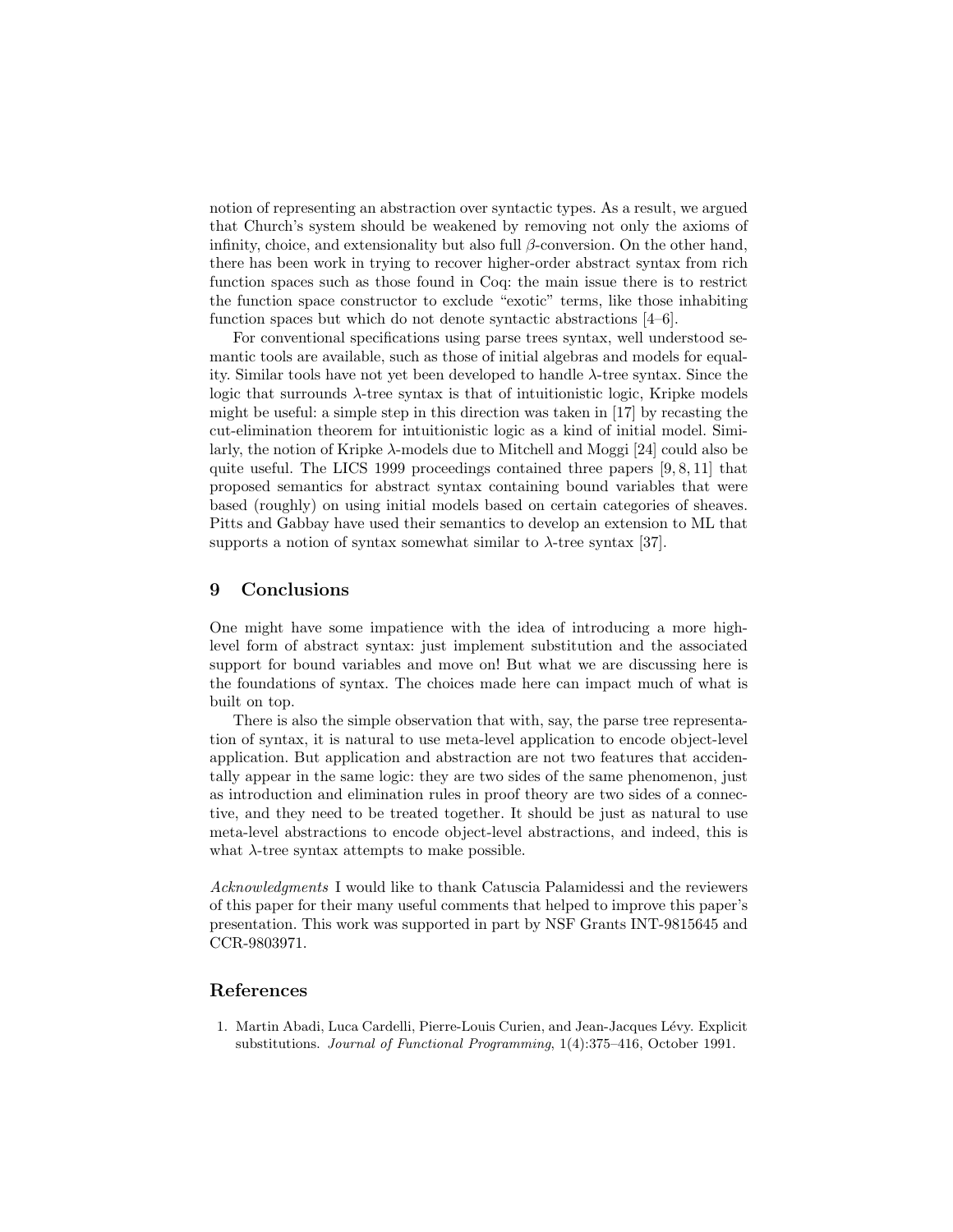notion of representing an abstraction over syntactic types. As a result, we argued that Church's system should be weakened by removing not only the axioms of infinity, choice, and extensionality but also full $\beta$-conversion. On the other hand, there has been work in trying to recover higher-order abstract syntax from rich function spaces such as those found in Coq: the main issue there is to restrict the function space constructor to exclude "exotic" terms, like those inhabiting function spaces but which do not denote syntactic abstractions [4–6].

For conventional specifications using parse trees syntax, well understood semantic tools are available, such as those of initial algebras and models for equality. Similar tools have not yet been developed to handle $\lambda$-tree syntax. Since the logic that surrounds $\lambda$-tree syntax is that of intuitionistic logic, Kripke models might be useful: a simple step in this direction was taken in [17] by recasting the cut-elimination theorem for intuitionistic logic as a kind of initial model. Similarly, the notion of Kripke $\lambda$-models due to Mitchell and Moggi [24] could also be quite useful. The LICS 1999 proceedings contained three papers [9, 8, 11] that proposed semantics for abstract syntax containing bound variables that were based (roughly) on using initial models based on certain categories of sheaves. Pitts and Gabbay have used their semantics to develop an extension to ML that supports a notion of syntax somewhat similar to $\lambda$-tree syntax [37].

## 9 Conclusions

One might have some impatience with the idea of introducing a more high-level form of abstract syntax: just implement substitution and the associated support for bound variables and move on! But what we are discussing here is the foundations of syntax. The choices made here can impact much of what is built on top.

There is also the simple observation that with, say, the parse tree representation of syntax, it is natural to use meta-level application to encode object-level application. But application and abstraction are not two features that accidentally appear in the same logic: they are two sides of the same phenomenon, just as introduction and elimination rules in proof theory are two sides of a connective, and they need to be treated together. It should be just as natural to use meta-level abstractions to encode object-level abstractions, and indeed, this is what $\lambda$-tree syntax attempts to make possible.

*Acknowledgments* I would like to thank Catuscia Palamidessi and the reviewers of this paper for their many useful comments that helped to improve this paper's presentation. This work was supported in part by NSF Grants INT-9815645 and CCR-9803971.

## References

1. Martin Abadi, Luca Cardelli, Pierre-Louis Curien, and Jean-Jacques Lévy. Explicit substitutions. *Journal of Functional Programming*, 1(4):375–416, October 1991.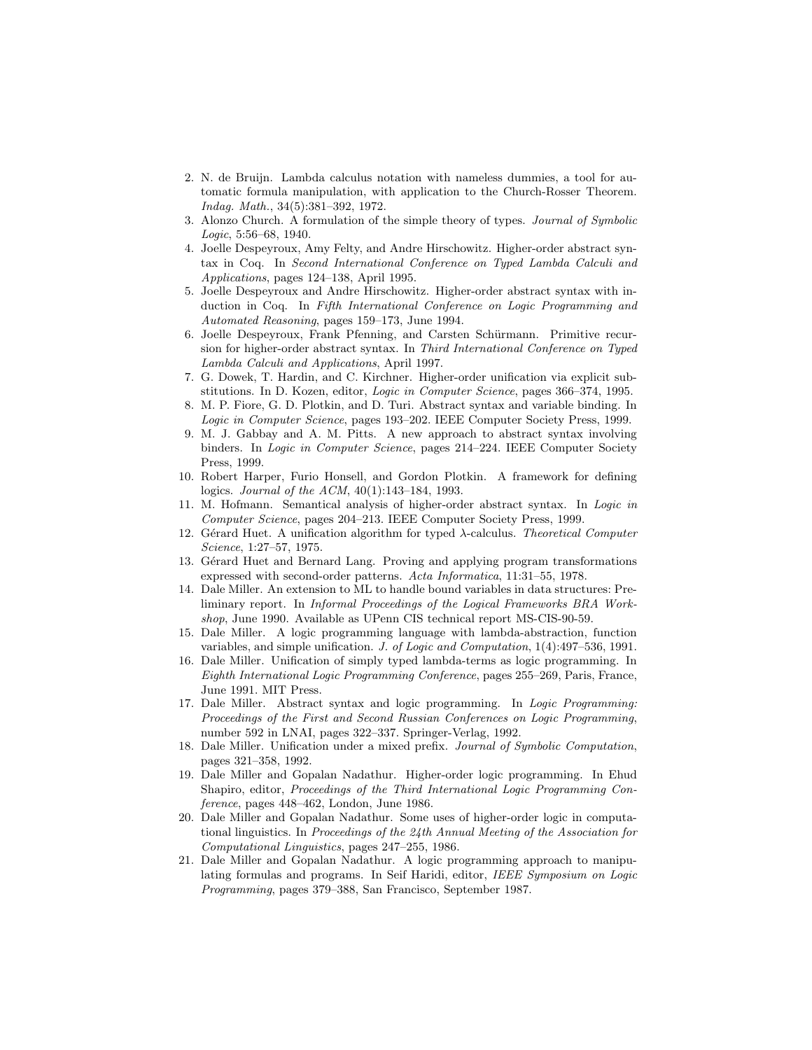2. N. de Bruijn. Lambda calculus notation with nameless dummies, a tool for automatic formula manipulation, with application to the Church-Rosser Theorem. *Indag. Math.*, 34(5):381–392, 1972.
3. Alonzo Church. A formulation of the simple theory of types. *Journal of Symbolic Logic*, 5:56–68, 1940.
4. Joelle Despeyroux, Amy Felty, and Andre Hirschowitz. Higher-order abstract syntax in Coq. In *Second International Conference on Typed Lambda Calculi and Applications*, pages 124–138, April 1995.
5. Joelle Despeyroux and Andre Hirschowitz. Higher-order abstract syntax with induction in Coq. In *Fifth International Conference on Logic Programming and Automated Reasoning*, pages 159–173, June 1994.
6. Joelle Despeyroux, Frank Pfenning, and Carsten Schürmann. Primitive recursion for higher-order abstract syntax. In *Third International Conference on Typed Lambda Calculi and Applications*, April 1997.
7. G. Dowek, T. Hardin, and C. Kirchner. Higher-order unification via explicit substitutions. In D. Kozen, editor, *Logic in Computer Science*, pages 366–374, 1995.
8. M. P. Fiore, G. D. Plotkin, and D. Turi. Abstract syntax and variable binding. In *Logic in Computer Science*, pages 193–202. IEEE Computer Society Press, 1999.
9. M. J. Gabbay and A. M. Pitts. A new approach to abstract syntax involving binders. In *Logic in Computer Science*, pages 214–224. IEEE Computer Society Press, 1999.
10. Robert Harper, Furio Honsell, and Gordon Plotkin. A framework for defining logics. *Journal of the ACM*, 40(1):143–184, 1993.
11. M. Hofmann. Semantical analysis of higher-order abstract syntax. In *Logic in Computer Science*, pages 204–213. IEEE Computer Society Press, 1999.
12. Gérard Huet. A unification algorithm for typed $\lambda$-calculus. *Theoretical Computer Science*, 1:27–57, 1975.
13. Gérard Huet and Bernard Lang. Proving and applying program transformations expressed with second-order patterns. *Acta Informatica*, 11:31–55, 1978.
14. Dale Miller. An extension to ML to handle bound variables in data structures: Preliminary report. In *Informal Proceedings of the Logical Frameworks BRA Workshop*, June 1990. Available as UPenn CIS technical report MS-CIS-90-59.
15. Dale Miller. A logic programming language with lambda-abstraction, function variables, and simple unification. *J. of Logic and Computation*, 1(4):497–536, 1991.
16. Dale Miller. Unification of simply typed lambda-terms as logic programming. In *Eighth International Logic Programming Conference*, pages 255–269, Paris, France, June 1991. MIT Press.
17. Dale Miller. Abstract syntax and logic programming. In *Logic Programming: Proceedings of the First and Second Russian Conferences on Logic Programming*, number 592 in LNAI, pages 322–337. Springer-Verlag, 1992.
18. Dale Miller. Unification under a mixed prefix. *Journal of Symbolic Computation*, pages 321–358, 1992.
19. Dale Miller and Gopalan Nadathur. Higher-order logic programming. In Ehud Shapiro, editor, *Proceedings of the Third International Logic Programming Conference*, pages 448–462, London, June 1986.
20. Dale Miller and Gopalan Nadathur. Some uses of higher-order logic in computational linguistics. In *Proceedings of the 24th Annual Meeting of the Association for Computational Linguistics*, pages 247–255, 1986.
21. Dale Miller and Gopalan Nadathur. A logic programming approach to manipulating formulas and programs. In Seif Haridi, editor, *IEEE Symposium on Logic Programming*, pages 379–388, San Francisco, September 1987.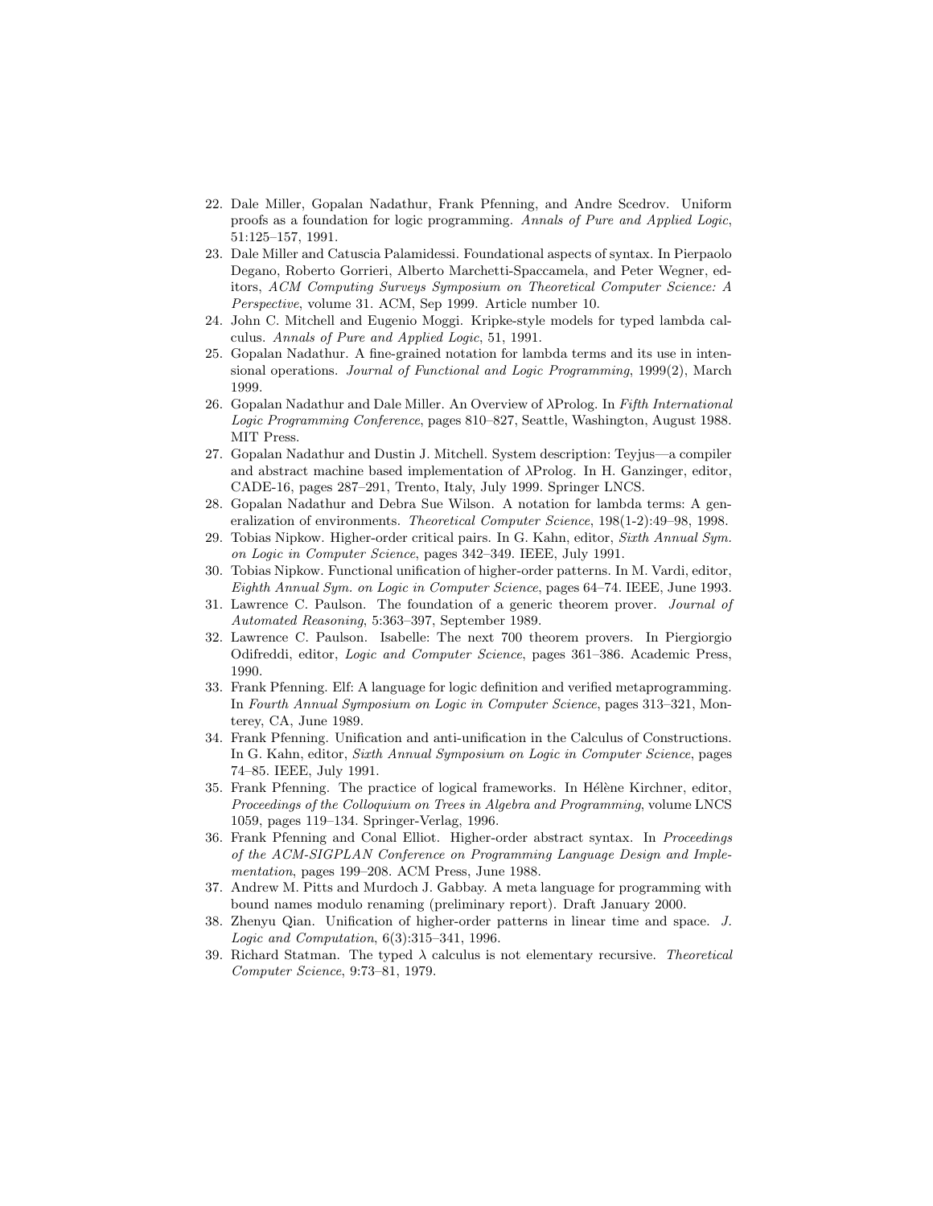22. Dale Miller, Gopalan Nadathur, Frank Pfenning, and Andre Scedrov. Uniform proofs as a foundation for logic programming. *Annals of Pure and Applied Logic*, 51:125–157, 1991.
23. Dale Miller and Catuscia Palamidessi. Foundational aspects of syntax. In Pierpaolo Degano, Roberto Gorrieri, Alberto Marchetti-Spaccamela, and Peter Wegner, editors, *ACM Computing Surveys Symposium on Theoretical Computer Science: A Perspective*, volume 31. ACM, Sep 1999. Article number 10.
24. John C. Mitchell and Eugenio Moggi. Kripke-style models for typed lambda calculus. *Annals of Pure and Applied Logic*, 51, 1991.
25. Gopalan Nadathur. A fine-grained notation for lambda terms and its use in intensional operations. *Journal of Functional and Logic Programming*, 1999(2), March 1999.
26. Gopalan Nadathur and Dale Miller. An Overview of λProlog. In *Fifth International Logic Programming Conference*, pages 810–827, Seattle, Washington, August 1988. MIT Press.
27. Gopalan Nadathur and Dustin J. Mitchell. System description: Teyjus—a compiler and abstract machine based implementation of λProlog. In H. Ganzinger, editor, CADE-16, pages 287–291, Trento, Italy, July 1999. Springer LNCS.
28. Gopalan Nadathur and Debra Sue Wilson. A notation for lambda terms: A generalization of environments. *Theoretical Computer Science*, 198(1-2):49–98, 1998.
29. Tobias Nipkow. Higher-order critical pairs. In G. Kahn, editor, *Sixth Annual Sym. on Logic in Computer Science*, pages 342–349. IEEE, July 1991.
30. Tobias Nipkow. Functional unification of higher-order patterns. In M. Vardi, editor, *Eighth Annual Sym. on Logic in Computer Science*, pages 64–74. IEEE, June 1993.
31. Lawrence C. Paulson. The foundation of a generic theorem prover. *Journal of Automated Reasoning*, 5:363–397, September 1989.
32. Lawrence C. Paulson. Isabelle: The next 700 theorem provers. In Piergiorgio Odifreddi, editor, *Logic and Computer Science*, pages 361–386. Academic Press, 1990.
33. Frank Pfenning. Elf: A language for logic definition and verified metaprogramming. In *Fourth Annual Symposium on Logic in Computer Science*, pages 313–321, Monterey, CA, June 1989.
34. Frank Pfenning. Unification and anti-unification in the Calculus of Constructions. In G. Kahn, editor, *Sixth Annual Symposium on Logic in Computer Science*, pages 74–85. IEEE, July 1991.
35. Frank Pfenning. The practice of logical frameworks. In Hélène Kirchner, editor, *Proceedings of the Colloquium on Trees in Algebra and Programming*, volume LNCS 1059, pages 119–134. Springer-Verlag, 1996.
36. Frank Pfenning and Conal Elliot. Higher-order abstract syntax. In *Proceedings of the ACM-SIGPLAN Conference on Programming Language Design and Implementation*, pages 199–208. ACM Press, June 1988.
37. Andrew M. Pitts and Murdoch J. Gabbay. A meta language for programming with bound names modulo renaming (preliminary report). Draft January 2000.
38. Zhenyu Qian. Unification of higher-order patterns in linear time and space. *J. Logic and Computation*, 6(3):315–341, 1996.
39. Richard Statman. The typed λ calculus is not elementary recursive. *Theoretical Computer Science*, 9:73–81, 1979.